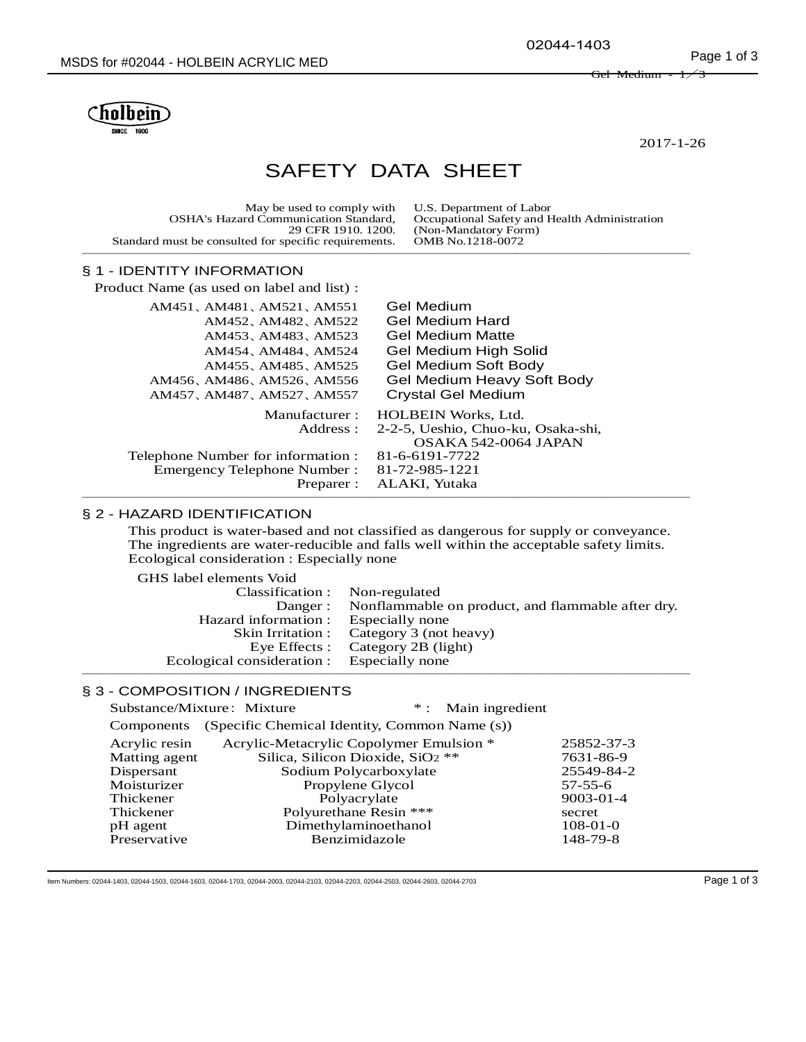holbein
SINCE 1900

2017-1-26

# SAFETY DATA SHEET

| May be used to comply with OSHA's Hazard Communication Standard, 29 CFR 1910. 1200. Standard must be consulted for specific requirements. | U.S. Department of Labor Occupational Safety and Health Administration (Non-Mandatory Form) OMB No.1218-0072 |
|---|---|

## § 1 - IDENTITY INFORMATION

Product Name (as used on label and list) :

| | |
|---|---|
| AM451、AM481、AM521、AM551 | Gel Medium |
| AM452、AM482、AM522 | Gel Medium Hard |
| AM453、AM483、AM523 | Gel Medium Matte |
| AM454、AM484、AM524 | Gel Medium High Solid |
| AM455、AM485、AM525 | Gel Medium Soft Body |
| AM456、AM486、AM526、AM556 | Gel Medium Heavy Soft Body |
| AM457、AM487、AM527、AM557 | Crystal Gel Medium |

| | |
|---|---|
| Manufacturer : | HOLBEIN Works, Ltd. |
| Address : | 2-2-5, Ueshio, Chuo-ku, Osaka-shi, OSAKA 542-0064 JAPAN |
| Telephone Number for information : | 81-6-6191-7722 |
| Emergency Telephone Number : | 81-72-985-1221 |
| Preparer : | ALAKI, Yutaka |

## § 2 - HAZARD IDENTIFICATION

This product is water-based and not classified as dangerous for supply or conveyance. The ingredients are water-reducible and falls well within the acceptable safety limits. Ecological consideration : Especially none

GHS label elements Void

| | |
|---|---|
| Classification : | Non-regulated |
| Danger : | Nonflammable on product, and flammable after dry. |
| Hazard information : | Especially none |
| Skin Irritation : | Category 3 (not heavy) |
| Eye Effects : | Category 2B (light) |
| Ecological consideration : | Especially none |

## § 3 - COMPOSITION / INGREDIENTS

Substance/Mixture : Mixture *: Main ingredient

Components (Specific Chemical Identity, Common Name (s))

| | | |
|---|---|---|
| Acrylic resin | Acrylic-Metacrylic Copolymer Emulsion * | 25852-37-3 |
| Matting agent | Silica, Silicon Dioxide, $SiO_2$ ** | 7631-86-9 |
| Dispersant | Sodium Polycarboxylate | 25549-84-2 |
| Moisturizer | Propylene Glycol | 57-55-6 |
| Thickener | Polyacrylate | 9003-01-4 |
| Thickener | Polyurethane Resin *** | secret |
| pH agent | Dimethylaminoethanol | 108-01-0 |
| Preservative | Benzimidazole | 148-79-8 |

Item Numbers: 02044-1403, 02044-1503, 02044-1603, 02044-1703, 02044-2003, 02044-2103, 02044-2203, 02044-2503, 02044-2603, 02044-2703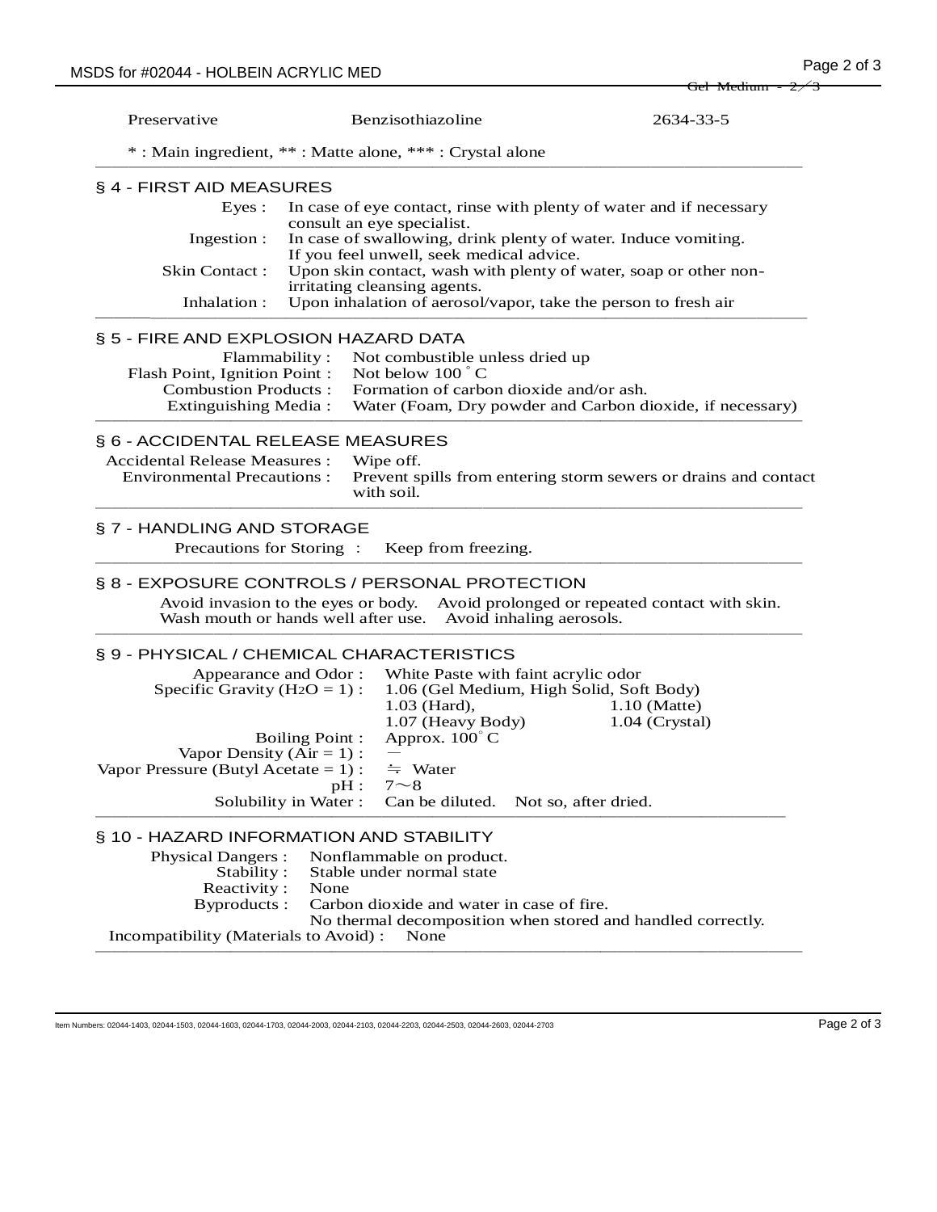| Preservative | Benzisothiazoline | 2634-33-5 |
|---|---|---|

* : Main ingredient, ** : Matte alone, *** : Crystal alone

## § 4 - FIRST AID MEASURES

**Eyes :** In case of eye contact, rinse with plenty of water and if necessary consult an eye specialist.

**Ingestion :** In case of swallowing, drink plenty of water. Induce vomiting. If you feel unwell, seek medical advice.

**Skin Contact :** Upon skin contact, wash with plenty of water, soap or other non-irritating cleansing agents.

**Inhalation :** Upon inhalation of aerosol/vapor, take the person to fresh air

## § 5 - FIRE AND EXPLOSION HAZARD DATA

**Flammability :** Not combustible unless dried up

**Flash Point, Ignition Point :** Not below 100 ° C

**Combustion Products :** Formation of carbon dioxide and/or ash.

**Extinguishing Media :** Water (Foam, Dry powder and Carbon dioxide, if necessary)

## § 6 - ACCIDENTAL RELEASE MEASURES

**Accidental Release Measures :** Wipe off.

**Environmental Precautions :** Prevent spills from entering storm sewers or drains and contact with soil.

## § 7 - HANDLING AND STORAGE

**Precautions for Storing :** Keep from freezing.

## § 8 - EXPOSURE CONTROLS / PERSONAL PROTECTION

Avoid invasion to the eyes or body. Avoid prolonged or repeated contact with skin. Wash mouth or hands well after use. Avoid inhaling aerosols.

## § 9 - PHYSICAL / CHEMICAL CHARACTERISTICS

**Appearance and Odor :** White Paste with faint acrylic odor

**Specific Gravity ($H_2O$ = 1) :** 1.06 (Gel Medium, High Solid, Soft Body)
1.03 (Hard), 1.10 (Matte)
1.07 (Heavy Body) 1.04 (Crystal)

**Boiling Point :** Approx. 100° C

**Vapor Density (Air = 1) :** ―

**Vapor Pressure (Butyl Acetate = 1) :** ≒ Water

**pH :** 7～8

**Solubility in Water :** Can be diluted. Not so, after dried.

## § 10 - HAZARD INFORMATION AND STABILITY

**Physical Dangers :** Nonflammable on product.

**Stability :** Stable under normal state

**Reactivity :** None

**Byproducts :** Carbon dioxide and water in case of fire.
No thermal decomposition when stored and handled correctly.

**Incompatibility (Materials to Avoid) :** None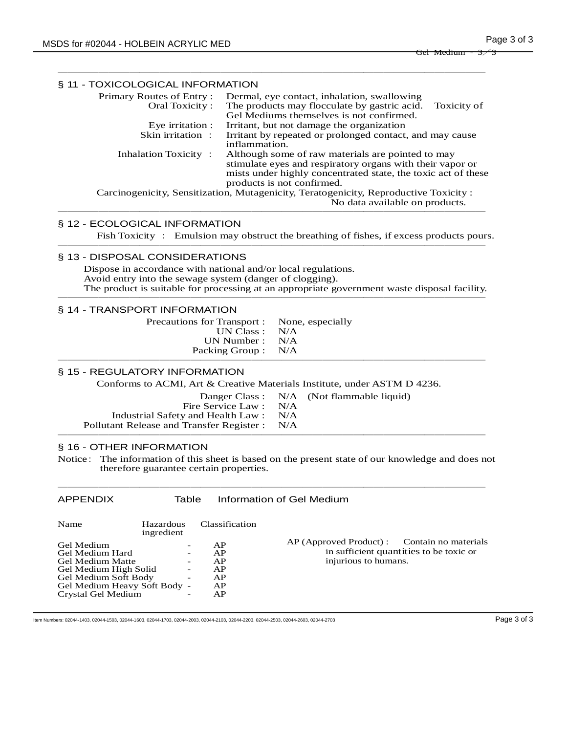## § 11 - TOXICOLOGICAL INFORMATION

| | |
|---|---|
| Primary Routes of Entry : | Dermal, eye contact, inhalation, swallowing |
| Oral Toxicity : | The products may flocculate by gastric acid. Toxicity of Gel Mediums themselves is not confirmed. |
| Eye irritation : | Irritant, but not damage the organization |
| Skin irritation : | Irritant by repeated or prolonged contact, and may cause inflammation. |
| Inhalation Toxicity : | Although some of raw materials are pointed to may stimulate eyes and respiratory organs with their vapor or mists under highly concentrated state, the toxic act of these products is not confirmed. |

Carcinogenicity, Sensitization, Mutagenicity, Teratogenicity, Reproductive Toxicity : No data available on products.

## § 12 - ECOLOGICAL INFORMATION

Fish Toxicity : Emulsion may obstruct the breathing of fishes, if excess products pours.

## § 13 - DISPOSAL CONSIDERATIONS

Dispose in accordance with national and/or local regulations.
Avoid entry into the sewage system (danger of clogging).
The product is suitable for processing at an appropriate government waste disposal facility.

## § 14 - TRANSPORT INFORMATION

| | |
|---|---|
| Precautions for Transport : | None, especially |
| UN Class : | N/A |
| UN Number : | N/A |
| Packing Group : | N/A |

## § 15 - REGULATORY INFORMATION

Conforms to ACMI, Art & Creative Materials Institute, under ASTM D 4236.

| | |
|---|---|
| Danger Class : | N/A (Not flammable liquid) |
| Fire Service Law : | N/A |
| Industrial Safety and Health Law : | N/A |
| Pollutant Release and Transfer Register : | N/A |

## § 16 - OTHER INFORMATION

Notice : The information of this sheet is based on the present state of our knowledge and does not therefore guarantee certain properties.

## APPENDIX Table Information of Gel Medium

| Name | Hazardous ingredient | Classification |
|---|---|---|
| Gel Medium | - | AP |
| Gel Medium Hard | - | AP |
| Gel Medium Matte | - | AP |
| Gel Medium High Solid | - | AP |
| Gel Medium Soft Body | - | AP |
| Gel Medium Heavy Soft Body | - | AP |
| Crystal Gel Medium | - | AP |

AP (Approved Product) : Contain no materials in sufficient quantities to be toxic or injurious to humans.

Item Numbers: 02044-1403, 02044-1503, 02044-1603, 02044-1703, 02044-2003, 02044-2103, 02044-2203, 02044-2503, 02044-2603, 02044-2703